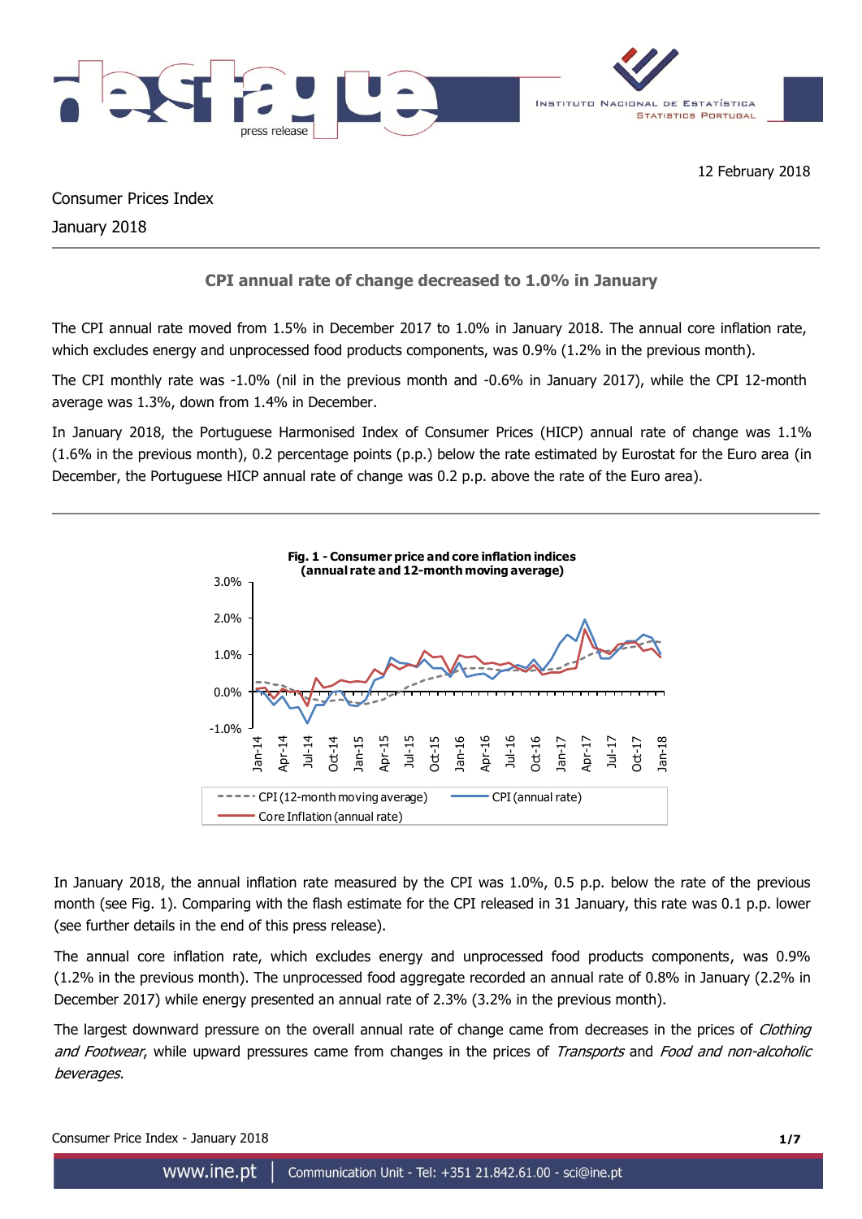12 February 2018

Consumer Prices Index

January 2018

## CPI annual rate of change decreased to 1.0% in January

The CPI annual rate moved from 1.5% in December 2017 to 1.0% in January 2018. The annual core inflation rate, which excludes energy and unprocessed food products components, was 0.9% (1.2% in the previous month).

The CPI monthly rate was -1.0% (nil in the previous month and -0.6% in January 2017), while the CPI 12-month average was 1.3%, down from 1.4% in December.

In January 2018, the Portuguese Harmonised Index of Consumer Prices (HICP) annual rate of change was 1.1% (1.6% in the previous month), 0.2 percentage points (p.p.) below the rate estimated by Eurostat for the Euro area (in December, the Portuguese HICP annual rate of change was 0.2 p.p. above the rate of the Euro area).

**Fig. 1 - Consumer price and core inflation indices (annual rate and 12-month moving average)**

In January 2018, the annual inflation rate measured by the CPI was 1.0%, 0.5 p.p. below the rate of the previous month (see Fig. 1). Comparing with the flash estimate for the CPI released in 31 January, this rate was 0.1 p.p. lower (see further details in the end of this press release).

The annual core inflation rate, which excludes energy and unprocessed food products components, was 0.9% (1.2% in the previous month). The unprocessed food aggregate recorded an annual rate of 0.8% in January (2.2% in December 2017) while energy presented an annual rate of 2.3% (3.2% in the previous month).

The largest downward pressure on the overall annual rate of change came from decreases in the prices of *Clothing and Footwear*, while upward pressures came from changes in the prices of *Transports* and *Food and non-alcoholic beverages.*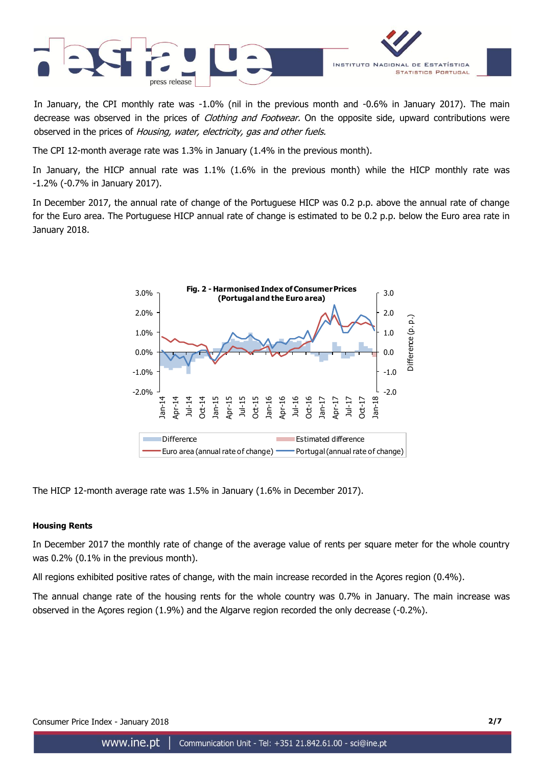In January, the CPI monthly rate was -1.0% (nil in the previous month and -0.6% in January 2017). The main decrease was observed in the prices of *Clothing and Footwear.* On the opposite side, upward contributions were observed in the prices of *Housing, water, electricity, gas and other fuels.*

The CPI 12-month average rate was 1.3% in January (1.4% in the previous month).

In January, the HICP annual rate was 1.1% (1.6% in the previous month) while the HICP monthly rate was -1.2% (-0.7% in January 2017).

In December 2017, the annual rate of change of the Portuguese HICP was 0.2 p.p. above the annual rate of change for the Euro area. The Portuguese HICP annual rate of change is estimated to be 0.2 p.p. below the Euro area rate in January 2018.

**Fig. 2 - Harmonised Index of Consumer Prices (Portugal and the Euro area)**

The HICP 12-month average rate was 1.5% in January (1.6% in December 2017).

#### Housing Rents

In December 2017 the monthly rate of change of the average value of rents per square meter for the whole country was 0.2% (0.1% in the previous month).

All regions exhibited positive rates of change, with the main increase recorded in the Açores region (0.4%).

The annual change rate of the housing rents for the whole country was 0.7% in January. The main increase was observed in the Açores region (1.9%) and the Algarve region recorded the only decrease (-0.2%).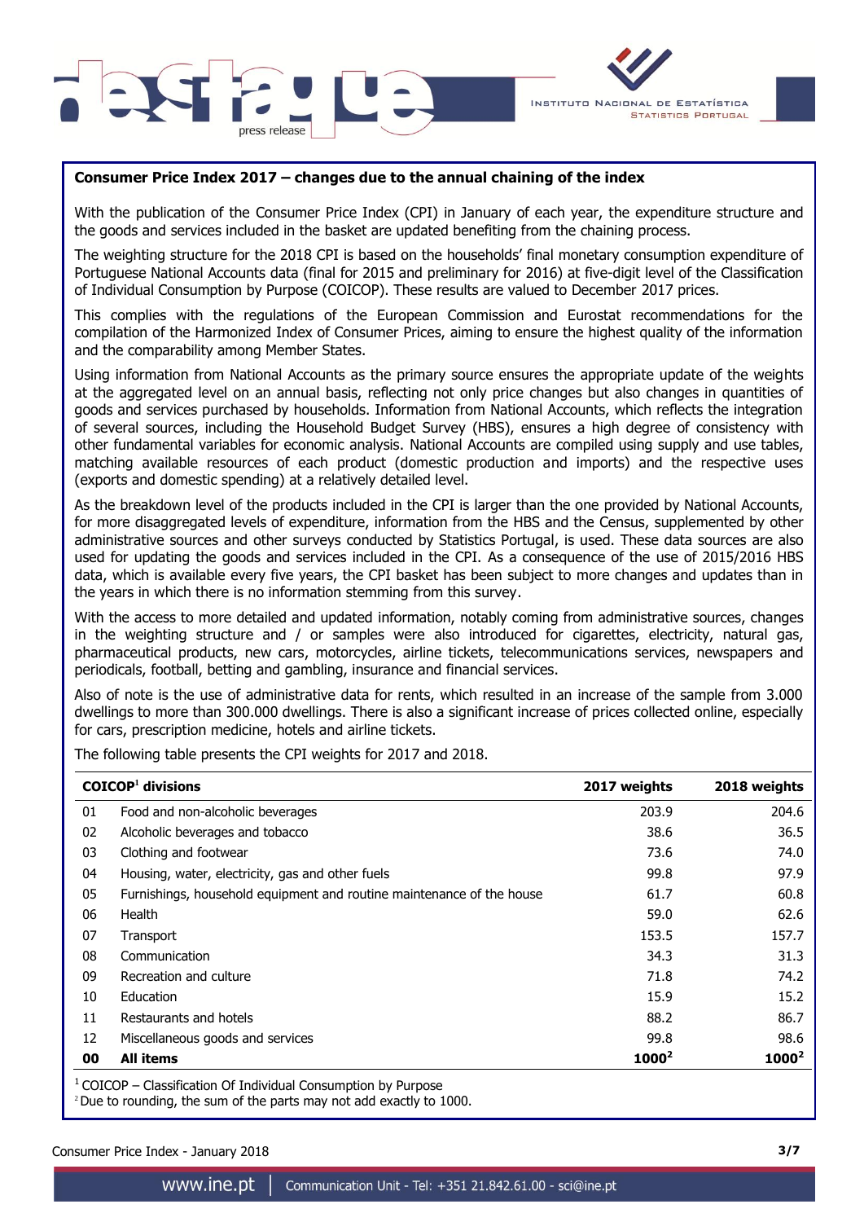## Consumer Price Index 2017 – changes due to the annual chaining of the index

With the publication of the Consumer Price Index (CPI) in January of each year, the expenditure structure and the goods and services included in the basket are updated benefiting from the chaining process.

The weighting structure for the 2018 CPI is based on the households' final monetary consumption expenditure of Portuguese National Accounts data (final for 2015 and preliminary for 2016) at five-digit level of the Classification of Individual Consumption by Purpose (COICOP). These results are valued to December 2017 prices.

This complies with the regulations of the European Commission and Eurostat recommendations for the compilation of the Harmonized Index of Consumer Prices, aiming to ensure the highest quality of the information and the comparability among Member States.

Using information from National Accounts as the primary source ensures the appropriate update of the weights at the aggregated level on an annual basis, reflecting not only price changes but also changes in quantities of goods and services purchased by households. Information from National Accounts, which reflects the integration of several sources, including the Household Budget Survey (HBS), ensures a high degree of consistency with other fundamental variables for economic analysis. National Accounts are compiled using supply and use tables, matching available resources of each product (domestic production and imports) and the respective uses (exports and domestic spending) at a relatively detailed level.

As the breakdown level of the products included in the CPI is larger than the one provided by National Accounts, for more disaggregated levels of expenditure, information from the HBS and the Census, supplemented by other administrative sources and other surveys conducted by Statistics Portugal, is used. These data sources are also used for updating the goods and services included in the CPI. As a consequence of the use of 2015/2016 HBS data, which is available every five years, the CPI basket has been subject to more changes and updates than in the years in which there is no information stemming from this survey.

With the access to more detailed and updated information, notably coming from administrative sources, changes in the weighting structure and / or samples were also introduced for cigarettes, electricity, natural gas, pharmaceutical products, new cars, motorcycles, airline tickets, telecommunications services, newspapers and periodicals, football, betting and gambling, insurance and financial services.

Also of note is the use of administrative data for rents, which resulted in an increase of the sample from 3.000 dwellings to more than 300.000 dwellings. There is also a significant increase of prices collected online, especially for cars, prescription medicine, hotels and airline tickets.

The following table presents the CPI weights for 2017 and 2018.

| | COICOP[1] divisions | 2017 weights | 2018 weights |
|---|---|---|---|
| 01 | Food and non-alcoholic beverages | 203.9 | 204.6 |
| 02 | Alcoholic beverages and tobacco | 38.6 | 36.5 |
| 03 | Clothing and footwear | 73.6 | 74.0 |
| 04 | Housing, water, electricity, gas and other fuels | 99.8 | 97.9 |
| 05 | Furnishings, household equipment and routine maintenance of the house | 61.7 | 60.8 |
| 06 | Health | 59.0 | 62.6 |
| 07 | Transport | 153.5 | 157.7 |
| 08 | Communication | 34.3 | 31.3 |
| 09 | Recreation and culture | 71.8 | 74.2 |
| 10 | Education | 15.9 | 15.2 |
| 11 | Restaurants and hotels | 88.2 | 86.7 |
| 12 | Miscellaneous goods and services | 99.8 | 98.6 |
| **00** | **All items** | **1000[2]** | **1000[2]** |

[1] COICOP – Classification Of Individual Consumption by Purpose
[2] Due to rounding, the sum of the parts may not add exactly to 1000.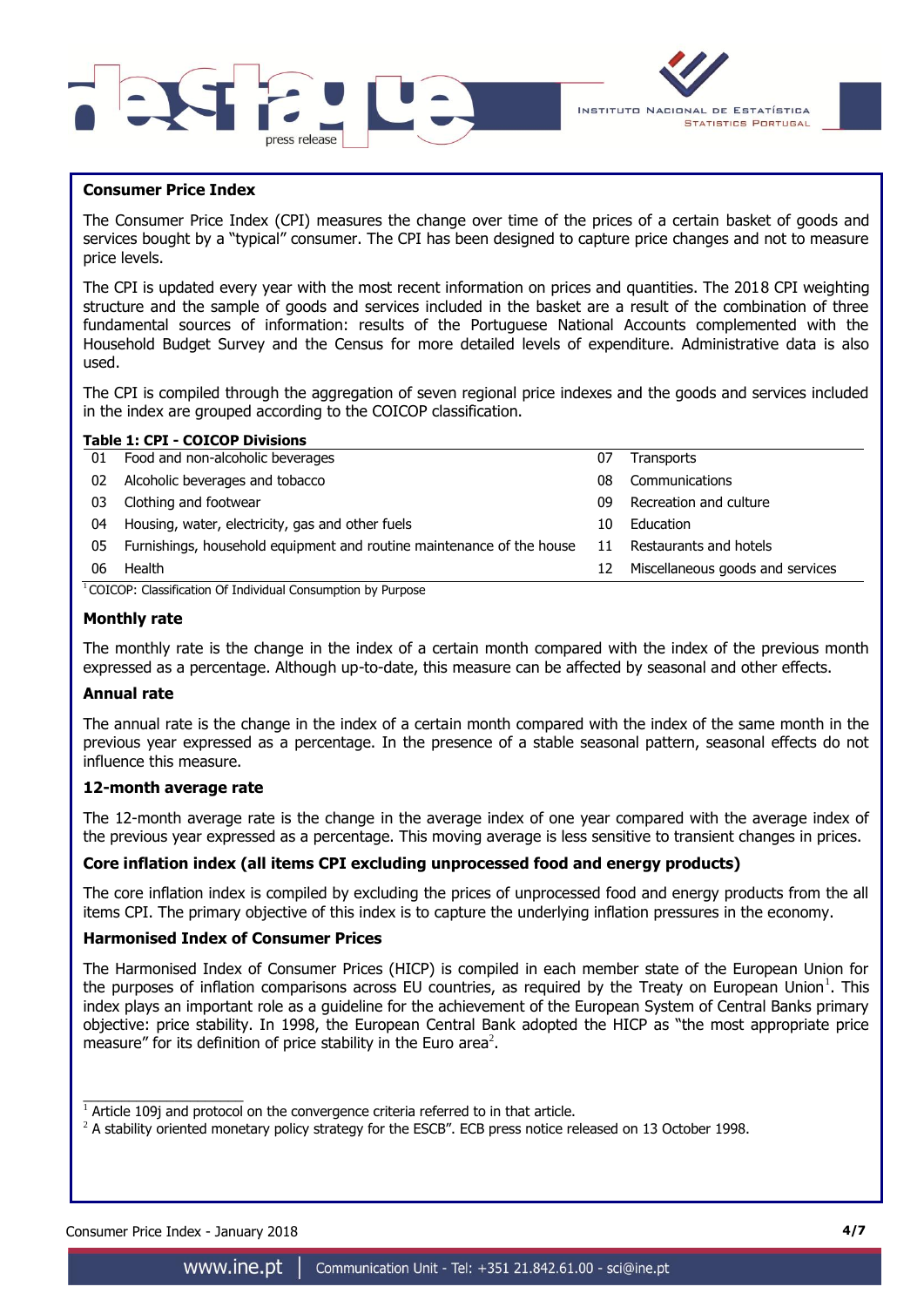## Consumer Price Index

The Consumer Price Index (CPI) measures the change over time of the prices of a certain basket of goods and services bought by a "typical" consumer. The CPI has been designed to capture price changes and not to measure price levels.

The CPI is updated every year with the most recent information on prices and quantities. The 2018 CPI weighting structure and the sample of goods and services included in the basket are a result of the combination of three fundamental sources of information: results of the Portuguese National Accounts complemented with the Household Budget Survey and the Census for more detailed levels of expenditure. Administrative data is also used.

The CPI is compiled through the aggregation of seven regional price indexes and the goods and services included in the index are grouped according to the COICOP classification.

**Table 1: CPI - COICOP Divisions**

| | | | |
|---|---|---|---|
| 01 | Food and non-alcoholic beverages | 07 | Transports |
| 02 | Alcoholic beverages and tobacco | 08 | Communications |
| 03 | Clothing and footwear | 09 | Recreation and culture |
| 04 | Housing, water, electricity, gas and other fuels | 10 | Education |
| 05 | Furnishings, household equipment and routine maintenance of the house | 11 | Restaurants and hotels |
| 06 | Health | 12 | Miscellaneous goods and services |

[1] COICOP: Classification Of Individual Consumption by Purpose

### Monthly rate

The monthly rate is the change in the index of a certain month compared with the index of the previous month expressed as a percentage. Although up-to-date, this measure can be affected by seasonal and other effects.

### Annual rate

The annual rate is the change in the index of a certain month compared with the index of the same month in the previous year expressed as a percentage. In the presence of a stable seasonal pattern, seasonal effects do not influence this measure.

### 12-month average rate

The 12-month average rate is the change in the average index of one year compared with the average index of the previous year expressed as a percentage. This moving average is less sensitive to transient changes in prices.

### Core inflation index (all items CPI excluding unprocessed food and energy products)

The core inflation index is compiled by excluding the prices of unprocessed food and energy products from the all items CPI. The primary objective of this index is to capture the underlying inflation pressures in the economy.

### Harmonised Index of Consumer Prices

The Harmonised Index of Consumer Prices (HICP) is compiled in each member state of the European Union for the purposes of inflation comparisons across EU countries, as required by the Treaty on European Union[1]. This index plays an important role as a guideline for the achievement of the European System of Central Banks primary objective: price stability. In 1998, the European Central Bank adopted the HICP as "the most appropriate price measure" for its definition of price stability in the Euro area[2].

[1] Article 109j and protocol on the convergence criteria referred to in that article.

[2] A stability oriented monetary policy strategy for the ESCB". ECB press notice released on 13 October 1998.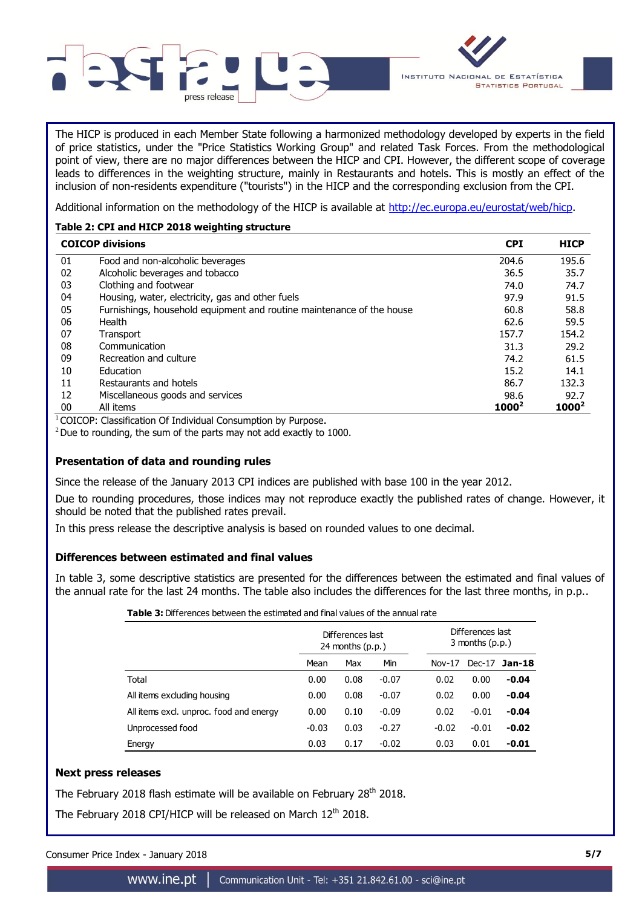The HICP is produced in each Member State following a harmonized methodology developed by experts in the field of price statistics, under the "Price Statistics Working Group" and related Task Forces. From the methodological point of view, there are no major differences between the HICP and CPI. However, the different scope of coverage leads to differences in the weighting structure, mainly in Restaurants and hotels. This is mostly an effect of the inclusion of non-residents expenditure ("tourists") in the HICP and the corresponding exclusion from the CPI.

Additional information on the methodology of the HICP is available at http://ec.europa.eu/eurostat/web/hicp.

**Table 2: CPI and HICP 2018 weighting structure**

| | COICOP divisions | CPI | HICP |
|---|---|---|---|
| 01 | Food and non-alcoholic beverages | 204.6 | 195.6 |
| 02 | Alcoholic beverages and tobacco | 36.5 | 35.7 |
| 03 | Clothing and footwear | 74.0 | 74.7 |
| 04 | Housing, water, electricity, gas and other fuels | 97.9 | 91.5 |
| 05 | Furnishings, household equipment and routine maintenance of the house | 60.8 | 58.8 |
| 06 | Health | 62.6 | 59.5 |
| 07 | Transport | 157.7 | 154.2 |
| 08 | Communication | 31.3 | 29.2 |
| 09 | Recreation and culture | 74.2 | 61.5 |
| 10 | Education | 15.2 | 14.1 |
| 11 | Restaurants and hotels | 86.7 | 132.3 |
| 12 | Miscellaneous goods and services | 98.6 | 92.7 |
| 00 | All items | **1000**[2] | **1000**[2] |

[1] COICOP: Classification Of Individual Consumption by Purpose.

[2] Due to rounding, the sum of the parts may not add exactly to 1000.

### Presentation of data and rounding rules

Since the release of the January 2013 CPI indices are published with base 100 in the year 2012.

Due to rounding procedures, those indices may not reproduce exactly the published rates of change. However, it should be noted that the published rates prevail.

In this press release the descriptive analysis is based on rounded values to one decimal.

### Differences between estimated and final values

In table 3, some descriptive statistics are presented for the differences between the estimated and final values of the annual rate for the last 24 months. The table also includes the differences for the last three months, in p.p..

**Table 3:** Differences between the estimated and final values of the annual rate

| | Differences last 24 months (p.p.) | | | Differences last 3 months (p.p.) | | |
|---|---|---|---|---|---|---|
| | Mean | Max | Min | Nov-17 | Dec-17 | **Jan-18** |
| Total | 0.00 | 0.08 | -0.07 | 0.02 | 0.00 | **-0.04** |
| All items excluding housing | 0.00 | 0.08 | -0.07 | 0.02 | 0.00 | **-0.04** |
| All items excl. unproc. food and energy | 0.00 | 0.10 | -0.09 | 0.02 | -0.01 | **-0.04** |
| Unprocessed food | -0.03 | 0.03 | -0.27 | -0.02 | -0.01 | **-0.02** |
| Energy | 0.03 | 0.17 | -0.02 | 0.03 | 0.01 | **-0.01** |

### Next press releases

The February 2018 flash estimate will be available on February 28th 2018.

The February 2018 CPI/HICP will be released on March 12th 2018.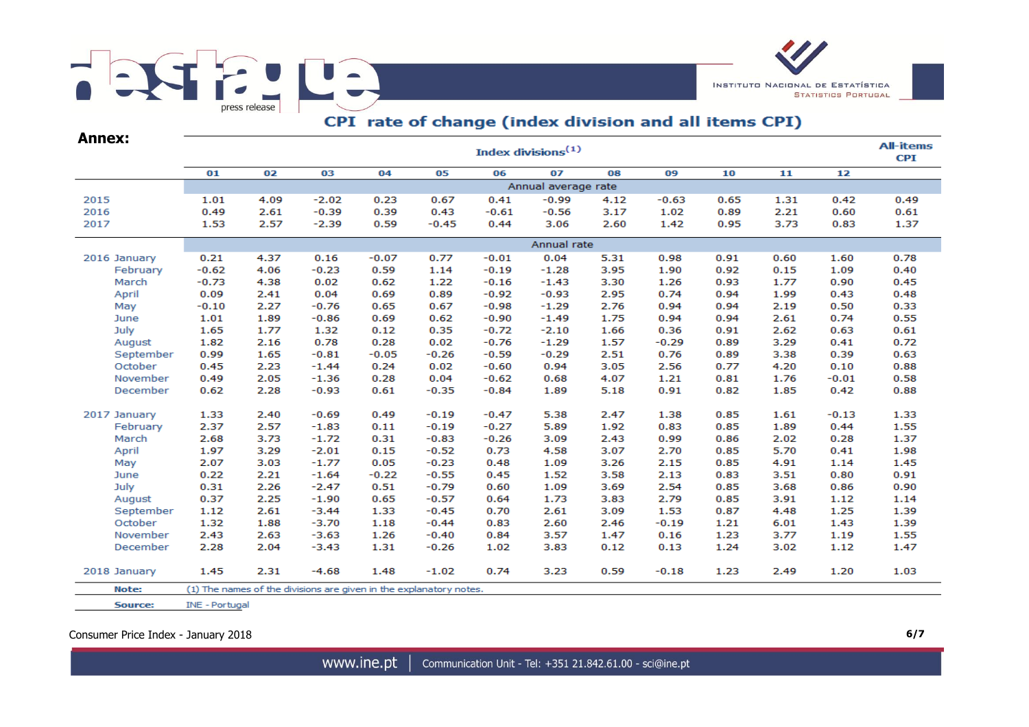## Annex:

### CPI rate of change (index division and all items CPI)

| | Index divisions[1] | | | | | | | | | | | | All-items CPI |
|---|---|---|---|---|---|---|---|---|---|---|---|---|---|
| | 01 | 02 | 03 | 04 | 05 | 06 | 07 | 08 | 09 | 10 | 11 | 12 | |
| | Annual average rate | | | | | | | | | | | | |
| 2015 | 1.01 | 4.09 | -2.02 | 0.23 | 0.67 | 0.41 | -0.99 | 4.12 | -0.63 | 0.65 | 1.31 | 0.42 | 0.49 |
| 2016 | 0.49 | 2.61 | -0.39 | 0.39 | 0.43 | -0.61 | -0.56 | 3.17 | 1.02 | 0.89 | 2.21 | 0.60 | 0.61 |
| 2017 | 1.53 | 2.57 | -2.39 | 0.59 | -0.45 | 0.44 | 3.06 | 2.60 | 1.42 | 0.95 | 3.73 | 0.83 | 1.37 |
| | Annual rate | | | | | | | | | | | | |
| 2016 January | 0.21 | 4.37 | 0.16 | -0.07 | 0.77 | -0.01 | 0.04 | 5.31 | 0.98 | 0.91 | 0.60 | 1.60 | 0.78 |
| February | -0.62 | 4.06 | -0.23 | 0.59 | 1.14 | -0.19 | -1.28 | 3.95 | 1.90 | 0.92 | 0.15 | 1.09 | 0.40 |
| March | -0.73 | 4.38 | 0.02 | 0.62 | 1.22 | -0.16 | -1.43 | 3.30 | 1.26 | 0.93 | 1.77 | 0.90 | 0.45 |
| April | 0.09 | 2.41 | 0.04 | 0.69 | 0.89 | -0.92 | -0.93 | 2.95 | 0.74 | 0.94 | 1.99 | 0.43 | 0.48 |
| May | -0.10 | 2.27 | -0.76 | 0.65 | 0.67 | -0.98 | -1.29 | 2.76 | 0.94 | 0.94 | 2.19 | 0.50 | 0.33 |
| June | 1.01 | 1.89 | -0.86 | 0.69 | 0.62 | -0.90 | -1.49 | 1.75 | 0.94 | 0.94 | 2.61 | 0.74 | 0.55 |
| July | 1.65 | 1.77 | 1.32 | 0.12 | 0.35 | -0.72 | -2.10 | 1.66 | 0.36 | 0.91 | 2.62 | 0.63 | 0.61 |
| August | 1.82 | 2.16 | 0.78 | 0.28 | 0.02 | -0.76 | -1.29 | 1.57 | -0.29 | 0.89 | 3.29 | 0.41 | 0.72 |
| September | 0.99 | 1.65 | -0.81 | -0.05 | -0.26 | -0.59 | -0.29 | 2.51 | 0.76 | 0.89 | 3.38 | 0.39 | 0.63 |
| October | 0.45 | 2.23 | -1.44 | 0.24 | 0.02 | -0.60 | 0.94 | 3.05 | 2.56 | 0.77 | 4.20 | 0.10 | 0.88 |
| November | 0.49 | 2.05 | -1.36 | 0.28 | 0.04 | -0.62 | 0.68 | 4.07 | 1.21 | 0.81 | 1.76 | -0.01 | 0.58 |
| December | 0.62 | 2.28 | -0.93 | 0.61 | -0.35 | -0.84 | 1.89 | 5.18 | 0.91 | 0.82 | 1.85 | 0.42 | 0.88 |
| 2017 January | 1.33 | 2.40 | -0.69 | 0.49 | -0.19 | -0.47 | 5.38 | 2.47 | 1.38 | 0.85 | 1.61 | -0.13 | 1.33 |
| February | 2.37 | 2.57 | -1.83 | 0.11 | -0.19 | -0.27 | 5.89 | 1.92 | 0.83 | 0.85 | 1.89 | 0.44 | 1.55 |
| March | 2.68 | 3.73 | -1.72 | 0.31 | -0.83 | -0.26 | 3.09 | 2.43 | 0.99 | 0.86 | 2.02 | 0.28 | 1.37 |
| April | 1.97 | 3.29 | -2.01 | 0.15 | -0.52 | 0.73 | 4.58 | 3.07 | 2.70 | 0.85 | 5.70 | 0.41 | 1.98 |
| May | 2.07 | 3.03 | -1.77 | 0.05 | -0.23 | 0.48 | 1.09 | 3.26 | 2.15 | 0.85 | 4.91 | 1.14 | 1.45 |
| June | 0.22 | 2.21 | -1.64 | -0.22 | -0.55 | 0.45 | 1.52 | 3.58 | 2.13 | 0.83 | 3.51 | 0.80 | 0.91 |
| July | 0.31 | 2.26 | -2.47 | 0.51 | -0.79 | 0.60 | 1.09 | 3.69 | 2.54 | 0.85 | 3.68 | 0.86 | 0.90 |
| August | 0.37 | 2.25 | -1.90 | 0.65 | -0.57 | 0.64 | 1.73 | 3.83 | 2.79 | 0.85 | 3.91 | 1.12 | 1.14 |
| September | 1.12 | 2.61 | -3.44 | 1.33 | -0.45 | 0.70 | 2.61 | 3.09 | 1.53 | 0.87 | 4.48 | 1.25 | 1.39 |
| October | 1.32 | 1.88 | -3.70 | 1.18 | -0.44 | 0.83 | 2.60 | 2.46 | -0.19 | 1.21 | 6.01 | 1.43 | 1.39 |
| November | 2.43 | 2.63 | -3.63 | 1.26 | -0.40 | 0.84 | 3.57 | 1.47 | 0.16 | 1.23 | 3.77 | 1.19 | 1.55 |
| December | 2.28 | 2.04 | -3.43 | 1.31 | -0.26 | 1.02 | 3.83 | 0.12 | 0.13 | 1.24 | 3.02 | 1.12 | 1.47 |
| 2018 January | 1.45 | 2.31 | -4.68 | 1.48 | -1.02 | 0.74 | 3.23 | 0.59 | -0.18 | 1.23 | 2.49 | 1.20 | 1.03 |

**Note:** (1) The names of the divisions are given in the explanatory notes.

**Source:** INE - Portugal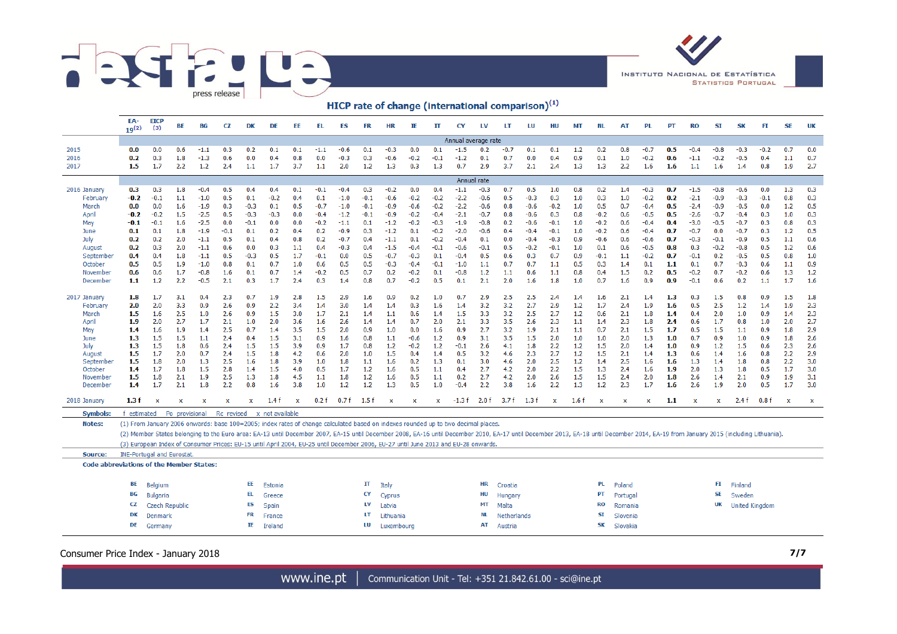## HICP rate of change (international comparison)[1]

| | EA-19[2] | EICP (3) | BE | BG | CZ | DK | DE | EE | EL | ES | FR | HR | IE | IT | CY | LV | LT | LU | HU | MT | NL | AT | PL | PT | RO | SI | SK | FI | SE | UK |
|---|---|---|---|---|---|---|---|---|---|---|---|---|---|---|---|---|---|---|---|---|---|---|---|---|---|---|---|---|---|---|
| **Annual average rate** | | | | | | | | | | | | | | | | | | | | | | | | | | | | | | |
| 2015 | **0.0** | 0.0 | 0.6 | -1.1 | 0.3 | 0.2 | 0.1 | 0.1 | -1.1 | -0.6 | 0.1 | -0.3 | 0.0 | 0.1 | -1.5 | 0.2 | -0.7 | 0.1 | 0.1 | 1.2 | 0.2 | 0.8 | -0.7 | **0.5** | -0.4 | -0.8 | -0.3 | -0.2 | 0.7 | 0.0 |
| 2016 | **0.2** | 0.3 | 1.8 | -1.3 | 0.6 | 0.0 | 0.4 | 0.8 | 0.0 | -0.3 | 0.3 | -0.6 | -0.2 | -0.1 | -1.2 | 0.1 | 0.7 | 0.0 | 0.4 | 0.9 | 0.1 | 1.0 | -0.2 | **0.6** | -1.1 | -0.2 | -0.5 | 0.4 | 1.1 | 0.7 |
| 2017 | **1.5** | 1.7 | 2.2 | 1.2 | 2.4 | 1.1 | 1.7 | 3.7 | 1.1 | 2.0 | 1.2 | 1.3 | 0.3 | 1.3 | 0.7 | 2.9 | 3.7 | 2.1 | 2.4 | 1.3 | 1.3 | 2.2 | 1.6 | **1.6** | 1.1 | 1.6 | 1.4 | 0.8 | 1.9 | 2.7 |
| **Annual rate** | | | | | | | | | | | | | | | | | | | | | | | | | | | | | | |
| 2016 January | **0.3** | 0.3 | 1.8 | -0.4 | 0.5 | 0.4 | 0.4 | 0.1 | -0.1 | -0.4 | 0.3 | -0.2 | 0.0 | 0.4 | -1.1 | -0.3 | 0.7 | 0.5 | 1.0 | 0.8 | 0.2 | 1.4 | -0.3 | **0.7** | -1.5 | -0.8 | -0.6 | 0.0 | 1.3 | 0.3 |
| February | **-0.2** | -0.1 | 1.1 | -1.0 | 0.5 | 0.1 | -0.2 | 0.4 | 0.1 | -1.0 | -0.1 | -0.6 | -0.2 | -0.2 | -2.2 | -0.6 | 0.5 | -0.3 | 0.3 | 1.0 | 0.3 | 1.0 | -0.2 | **0.2** | -2.1 | -0.9 | -0.3 | -0.1 | 0.8 | 0.3 |
| March | **0.0** | 0.0 | 1.6 | -1.9 | 0.3 | -0.3 | 0.1 | 0.5 | -0.7 | -1.0 | -0.1 | -0.9 | -0.6 | -0.2 | -2.2 | -0.6 | 0.8 | -0.6 | -0.2 | 1.0 | 0.5 | 0.7 | -0.4 | **0.5** | -2.4 | -0.9 | -0.5 | 0.0 | 1.2 | 0.5 |
| April | **-0.2** | -0.2 | 1.5 | -2.5 | 0.5 | -0.3 | -0.3 | 0.0 | -0.4 | -1.2 | -0.1 | -0.9 | -0.2 | -0.4 | -2.1 | -0.7 | 0.8 | -0.6 | 0.3 | 0.8 | -0.2 | 0.6 | -0.5 | **0.5** | -2.6 | -0.7 | -0.4 | 0.3 | 1.0 | 0.3 |
| May | **-0.1** | -0.1 | 1.6 | -2.5 | 0.0 | -0.1 | 0.0 | 0.0 | -0.2 | -1.1 | 0.1 | -1.2 | -0.2 | -0.3 | -1.9 | -0.8 | 0.2 | -0.6 | -0.1 | 1.0 | -0.2 | 0.6 | -0.4 | **0.4** | -3.0 | -0.5 | -0.7 | 0.3 | 0.8 | 0.3 |
| June | **0.1** | 0.1 | 1.8 | -1.9 | -0.1 | 0.1 | 0.2 | 0.4 | 0.2 | -0.9 | 0.3 | -1.2 | 0.1 | -0.2 | -2.0 | -0.6 | 0.4 | -0.4 | -0.1 | 1.0 | -0.2 | 0.6 | -0.4 | **0.7** | -0.7 | 0.0 | -0.7 | 0.3 | 1.2 | 0.5 |
| July | **0.2** | 0.2 | 2.0 | -1.1 | 0.5 | 0.1 | 0.4 | 0.8 | 0.2 | -0.7 | 0.4 | -1.1 | 0.1 | -0.2 | -0.4 | 0.1 | 0.0 | -0.4 | -0.3 | 0.9 | -0.6 | 0.6 | -0.6 | **0.7** | -0.3 | -0.1 | -0.9 | 0.5 | 1.1 | 0.6 |
| August | **0.2** | 0.3 | 2.0 | -1.1 | 0.6 | 0.0 | 0.3 | 1.1 | 0.4 | -0.3 | 0.4 | -1.5 | -0.4 | -0.1 | -0.6 | -0.1 | 0.5 | -0.2 | -0.1 | 1.0 | 0.1 | 0.6 | -0.5 | **0.8** | 0.3 | -0.2 | -0.8 | 0.5 | 1.2 | 0.6 |
| September | **0.4** | 0.4 | 1.8 | -1.1 | 0.5 | -0.3 | 0.5 | 1.7 | -0.1 | 0.0 | 0.5 | -0.7 | -0.3 | 0.1 | -1.9 | 0.5 | 0.6 | 0.3 | 0.7 | 0.9 | -0.1 | 1.1 | -0.2 | **0.7** | -0.1 | 0.2 | -0.5 | 0.5 | 0.8 | 1.0 |
| October | **0.5** | 0.5 | 1.9 | -1.0 | 0.8 | 0.1 | 0.7 | 1.0 | 0.6 | 0.5 | 0.5 | -0.3 | -0.4 | -0.1 | -1.0 | 1.1 | 0.7 | 0.7 | 1.1 | 0.5 | 0.3 | 1.4 | 0.1 | **1.1** | 0.1 | 0.7 | -0.3 | 0.6 | 1.1 | 0.9 |
| November | **0.6** | 0.6 | 1.7 | -0.8 | 1.6 | 0.1 | 0.7 | 1.4 | -0.2 | 0.5 | 0.7 | 0.2 | -0.2 | 0.1 | -0.8 | 1.2 | 1.1 | 0.6 | 1.1 | 0.8 | 0.4 | 1.5 | 0.2 | **0.5** | -0.2 | 0.7 | -0.2 | 0.6 | 1.3 | 1.2 |
| December | **1.1** | 1.2 | 2.2 | -0.5 | 2.1 | 0.3 | 1.7 | 2.4 | 0.3 | 1.4 | 0.8 | 0.7 | -0.2 | 0.5 | 0.1 | 2.1 | 2.0 | 1.6 | 1.8 | 1.0 | 0.7 | 1.6 | 0.9 | **0.9** | -0.1 | 0.6 | 0.2 | 1.1 | 1.7 | 1.6 |
| 2017 January | **1.8** | 1.7 | 3.1 | 0.4 | 2.3 | 0.7 | 1.9 | 2.8 | 1.5 | 2.9 | 1.6 | 0.9 | 0.2 | 1.0 | 0.7 | 2.9 | 2.5 | 2.5 | 2.4 | 1.4 | 1.6 | 2.1 | 1.4 | **1.3** | 0.3 | 1.5 | 0.8 | 0.9 | 1.5 | 1.8 |
| February | **2.0** | 2.0 | 3.3 | 0.9 | 2.6 | 0.9 | 2.2 | 3.4 | 1.4 | 3.0 | 1.4 | 1.4 | 0.3 | 1.6 | 1.4 | 3.2 | 3.2 | 2.7 | 2.9 | 1.2 | 1.7 | 2.4 | 1.9 | **1.6** | 0.5 | 2.5 | 1.2 | 1.4 | 1.9 | 2.3 |
| March | **1.5** | 1.6 | 2.5 | 1.0 | 2.6 | 0.9 | 1.5 | 3.0 | 1.7 | 2.1 | 1.4 | 1.1 | 0.6 | 1.4 | 1.5 | 3.3 | 3.2 | 2.5 | 2.7 | 1.2 | 0.6 | 2.1 | 1.8 | **1.4** | 0.4 | 2.0 | 1.0 | 0.9 | 1.4 | 2.3 |
| April | **1.9** | 2.0 | 2.7 | 1.7 | 2.1 | 1.0 | 2.0 | 3.6 | 1.6 | 2.6 | 1.4 | 1.4 | 0.7 | 2.0 | 2.1 | 3.3 | 3.5 | 2.6 | 2.3 | 1.1 | 1.4 | 2.3 | 1.8 | **2.4** | 0.6 | 1.7 | 0.8 | 1.0 | 2.0 | 2.7 |
| May | **1.4** | 1.6 | 1.9 | 1.4 | 2.5 | 0.7 | 1.4 | 3.5 | 1.5 | 2.0 | 0.9 | 1.0 | 0.0 | 1.6 | 0.9 | 2.7 | 3.2 | 1.9 | 2.1 | 1.1 | 0.7 | 2.1 | 1.5 | **1.7** | 0.5 | 1.5 | 1.1 | 0.9 | 1.8 | 2.9 |
| June | **1.3** | 1.5 | 1.5 | 1.1 | 2.4 | 0.4 | 1.5 | 3.1 | 0.9 | 1.6 | 0.8 | 1.1 | -0.6 | 1.2 | 0.9 | 3.1 | 3.5 | 1.5 | 2.0 | 1.0 | 1.0 | 2.0 | 1.3 | **1.0** | 0.7 | 0.9 | 1.0 | 0.9 | 1.8 | 2.6 |
| July | **1.3** | 1.5 | 1.8 | 0.6 | 2.4 | 1.5 | 1.5 | 3.9 | 0.9 | 1.7 | 0.8 | 1.2 | -0.2 | 1.2 | -0.1 | 2.6 | 4.1 | 1.8 | 2.2 | 1.2 | 1.5 | 2.0 | 1.4 | **1.0** | 0.9 | 1.2 | 1.5 | 0.6 | 2.3 | 2.6 |
| August | **1.5** | 1.7 | 2.0 | 0.7 | 2.4 | 1.5 | 1.8 | 4.2 | 0.6 | 2.0 | 1.0 | 1.5 | 0.4 | 1.4 | 0.5 | 3.2 | 4.6 | 2.3 | 2.7 | 1.2 | 1.5 | 2.1 | 1.4 | **1.3** | 0.6 | 1.4 | 1.6 | 0.8 | 2.2 | 2.9 |
| September | **1.5** | 1.8 | 2.0 | 1.3 | 2.5 | 1.6 | 1.8 | 3.9 | 1.0 | 1.8 | 1.1 | 1.6 | 0.2 | 1.3 | 0.1 | 3.0 | 4.6 | 2.0 | 2.5 | 1.2 | 1.4 | 2.5 | 1.6 | **1.6** | 1.3 | 1.4 | 1.8 | 0.8 | 2.2 | 3.0 |
| October | **1.4** | 1.7 | 1.8 | 1.5 | 2.8 | 1.4 | 1.5 | 4.0 | 0.5 | 1.7 | 1.2 | 1.6 | 0.5 | 1.1 | 0.4 | 2.7 | 4.2 | 2.0 | 2.2 | 1.5 | 1.3 | 2.4 | 1.6 | **1.9** | 2.0 | 1.3 | 1.8 | 0.5 | 1.7 | 3.0 |
| November | **1.5** | 1.8 | 2.1 | 1.9 | 2.5 | 1.3 | 1.8 | 4.5 | 1.1 | 1.8 | 1.2 | 1.6 | 0.5 | 1.1 | 0.2 | 2.7 | 4.2 | 2.0 | 2.6 | 1.5 | 1.5 | 2.4 | 2.0 | **1.8** | 2.6 | 1.4 | 2.1 | 0.9 | 1.9 | 3.1 |
| December | **1.4** | 1.7 | 2.1 | 1.8 | 2.2 | 0.8 | 1.6 | 3.8 | 1.0 | 1.2 | 1.2 | 1.3 | 0.5 | 1.0 | -0.4 | 2.2 | 3.8 | 1.6 | 2.2 | 1.3 | 1.2 | 2.3 | 1.7 | **1.6** | 2.6 | 1.9 | 2.0 | 0.5 | 1.7 | 3.0 |
| 2018 January | **1.3 f** | x | x | x | x | x | 1.4 f | x | 0.2 f | 0.7 f | 1.5 f | x | x | x | -1.3 f | 2.0 f | 3.7 f | 1.3 f | x | 1.6 f | x | x | x | **1.1** | x | x | 2.4 f | 0.8 f | x | x |

**Symbols:** f estimated Po provisional Rc revised x not available

**Notes:** (1) From January 2006 onwards: base 100=2005; index rates of change calculated based on indexes rounded up to two decimal places.

(2) Member States belonging to the Euro area: EA-13 until December 2007, EA-15 until December 2008, EA-16 until December 2010, EA-17 until December 2013, EA-18 until December 2014, EA-19 from January 2015 (including Lithuania).

(3) European Index of Consumer Prices: EU-15 until April 2004, EU-25 until December 2006, EU-27 until June 2013 and EU-28 onwards.

**Source:** INE-Portugal and Eurostat.

**Code abbreviations of the Member States:**

- BE Belgium
- BG Bulgaria
- CZ Czech Republic
- DK Denmark
- DE Germany
- EE Estonia
- EL Greece
- ES Spain
- FR France
- IE Ireland
- IT Italy
- CY Cyprus
- LV Latvia
- LT Lithuania
- LU Luxembourg
- HR Croatia
- HU Hungary
- MT Malta
- NL Netherlands
- AT Austria
- PL Poland
- PT Portugal
- RO Romania
- SI Slovenia
- SK Slovakia
- FI Finland
- SE Sweden
- UK United Kingdom